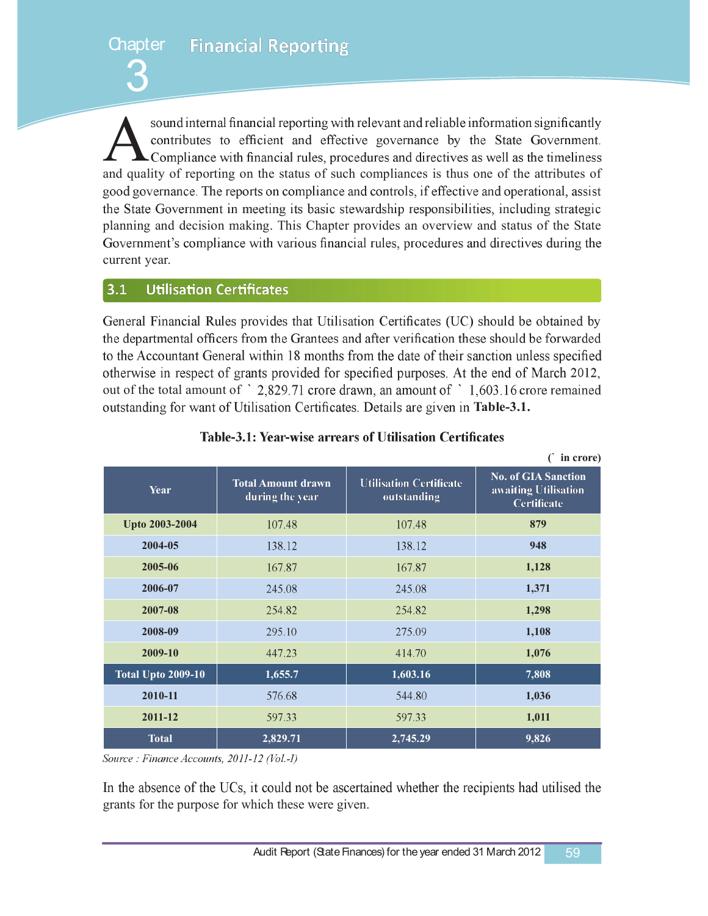# Chapter 3 Financial Reporting

A sound internal financial reporting with relevant and reliable information significantly contributes to efficient and effective governance by the State Government. Compliance with financial rules, procedures and directives as well as the timeliness and quality of reporting on the status of such compliances is thus one of the attributes of good governance. The reports on compliance and controls, if effective and operational, assist the State Government in meeting its basic stewardship responsibilities, including strategic planning and decision making. This Chapter provides an overview and status of the State Government's compliance with various financial rules, procedures and directives during the current year.

## 3.1 Utilisation Certificates

General Financial Rules provides that Utilisation Certificates (UC) should be obtained by the departmental officers from the Grantees and after verification these should be forwarded to the Accountant General within 18 months from the date of their sanction unless specified otherwise in respect of grants provided for specified purposes. At the end of March 2012, out of the total amount of ` 2,829.71 crore drawn, an amount of ` 1,603.16 crore remained outstanding for want of Utilisation Certificates. Details are given in **Table-3.1.**

**Table-3.1: Year-wise arrears of Utilisation Certificates**

**(` in crore)**

| Year | Total Amount drawn during the year | Utilisation Certificate outstanding | No. of GIA Sanction awaiting Utilisation Certificate |
|---|---|---|---|
| **Upto 2003-2004** | 107.48 | 107.48 | **879** |
| **2004-05** | 138.12 | 138.12 | **948** |
| **2005-06** | 167.87 | 167.87 | **1,128** |
| **2006-07** | 245.08 | 245.08 | **1,371** |
| **2007-08** | 254.82 | 254.82 | **1,298** |
| **2008-09** | 295.10 | 275.09 | **1,108** |
| **2009-10** | 447.23 | 414.70 | **1,076** |
| **Total Upto 2009-10** | **1,655.7** | **1,603.16** | **7,808** |
| **2010-11** | 576.68 | 544.80 | **1,036** |
| **2011-12** | 597.33 | 597.33 | **1,011** |
| **Total** | **2,829.71** | **2,745.29** | **9,826** |

*Source : Finance Accounts, 2011-12 (Vol.-I)*

In the absence of the UCs, it could not be ascertained whether the recipients had utilised the grants for the purpose for which these were given.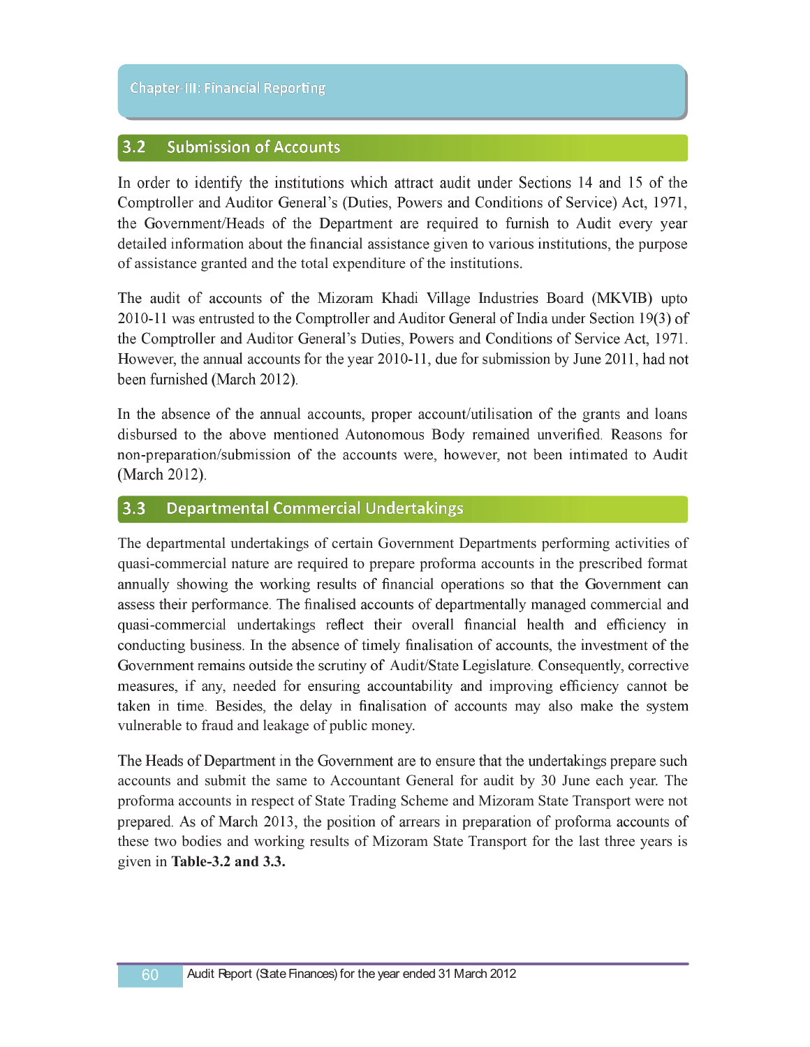## 3.2 Submission of Accounts

In order to identify the institutions which attract audit under Sections 14 and 15 of the Comptroller and Auditor General's (Duties, Powers and Conditions of Service) Act, 1971, the Government/Heads of the Department are required to furnish to Audit every year detailed information about the financial assistance given to various institutions, the purpose of assistance granted and the total expenditure of the institutions.

The audit of accounts of the Mizoram Khadi Village Industries Board (MKVIB) upto 2010-11 was entrusted to the Comptroller and Auditor General of India under Section 19(3) of the Comptroller and Auditor General's Duties, Powers and Conditions of Service Act, 1971. However, the annual accounts for the year 2010-11, due for submission by June 2011, had not been furnished (March 2012).

In the absence of the annual accounts, proper account/utilisation of the grants and loans disbursed to the above mentioned Autonomous Body remained unverified. Reasons for non-preparation/submission of the accounts were, however, not been intimated to Audit (March 2012).

## 3.3 Departmental Commercial Undertakings

The departmental undertakings of certain Government Departments performing activities of quasi-commercial nature are required to prepare proforma accounts in the prescribed format annually showing the working results of financial operations so that the Government can assess their performance. The finalised accounts of departmentally managed commercial and quasi-commercial undertakings reflect their overall financial health and efficiency in conducting business. In the absence of timely finalisation of accounts, the investment of the Government remains outside the scrutiny of Audit/State Legislature. Consequently, corrective measures, if any, needed for ensuring accountability and improving efficiency cannot be taken in time. Besides, the delay in finalisation of accounts may also make the system vulnerable to fraud and leakage of public money.

The Heads of Department in the Government are to ensure that the undertakings prepare such accounts and submit the same to Accountant General for audit by 30 June each year. The proforma accounts in respect of State Trading Scheme and Mizoram State Transport were not prepared. As of March 2013, the position of arrears in preparation of proforma accounts of these two bodies and working results of Mizoram State Transport for the last three years is given in **Table-3.2 and 3.3.**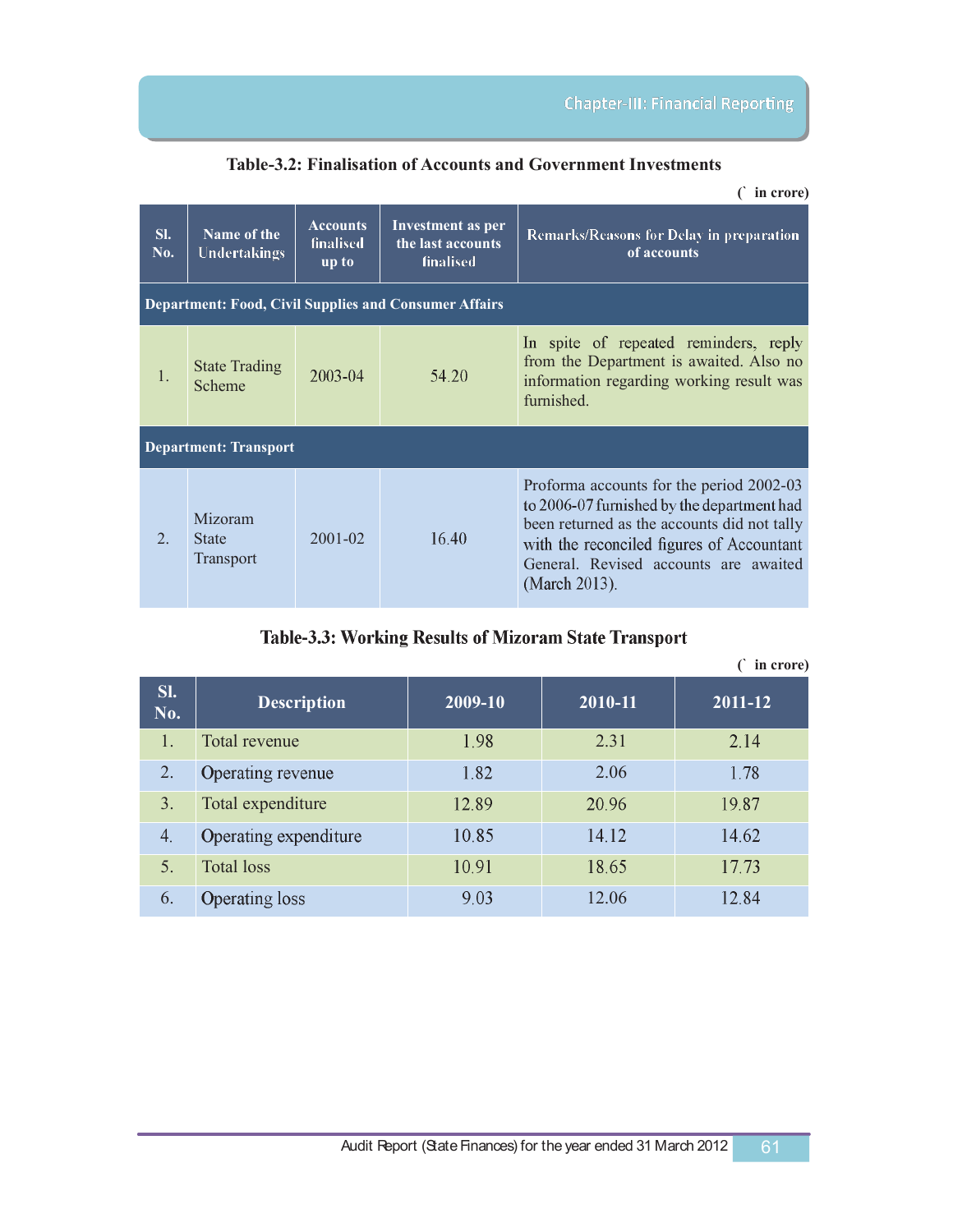**Table-3.2: Finalisation of Accounts and Government Investments**

(` in crore)

| Sl. No. | Name of the Undertakings | Accounts finalised up to | Investment as per the last accounts finalised | Remarks/Reasons for Delay in preparation of accounts |
|---|---|---|---|---|
| **Department: Food, Civil Supplies and Consumer Affairs** | | | | |
| 1. | State Trading Scheme | 2003-04 | 54.20 | In spite of repeated reminders, reply from the Department is awaited. Also no information regarding working result was furnished. |
| **Department: Transport** | | | | |
| 2. | Mizoram State Transport | 2001-02 | 16.40 | Proforma accounts for the period 2002-03 to 2006-07 furnished by the department had been returned as the accounts did not tally with the reconciled figures of Accountant General. Revised accounts are awaited (March 2013). |

**Table-3.3: Working Results of Mizoram State Transport**

(` in crore)

| Sl. No. | Description | 2009-10 | 2010-11 | 2011-12 |
|---|---|---|---|---|
| 1. | Total revenue | 1.98 | 2.31 | 2.14 |
| 2. | Operating revenue | 1.82 | 2.06 | 1.78 |
| 3. | Total expenditure | 12.89 | 20.96 | 19.87 |
| 4. | Operating expenditure | 10.85 | 14.12 | 14.62 |
| 5. | Total loss | 10.91 | 18.65 | 17.73 |
| 6. | Operating loss | 9.03 | 12.06 | 12.84 |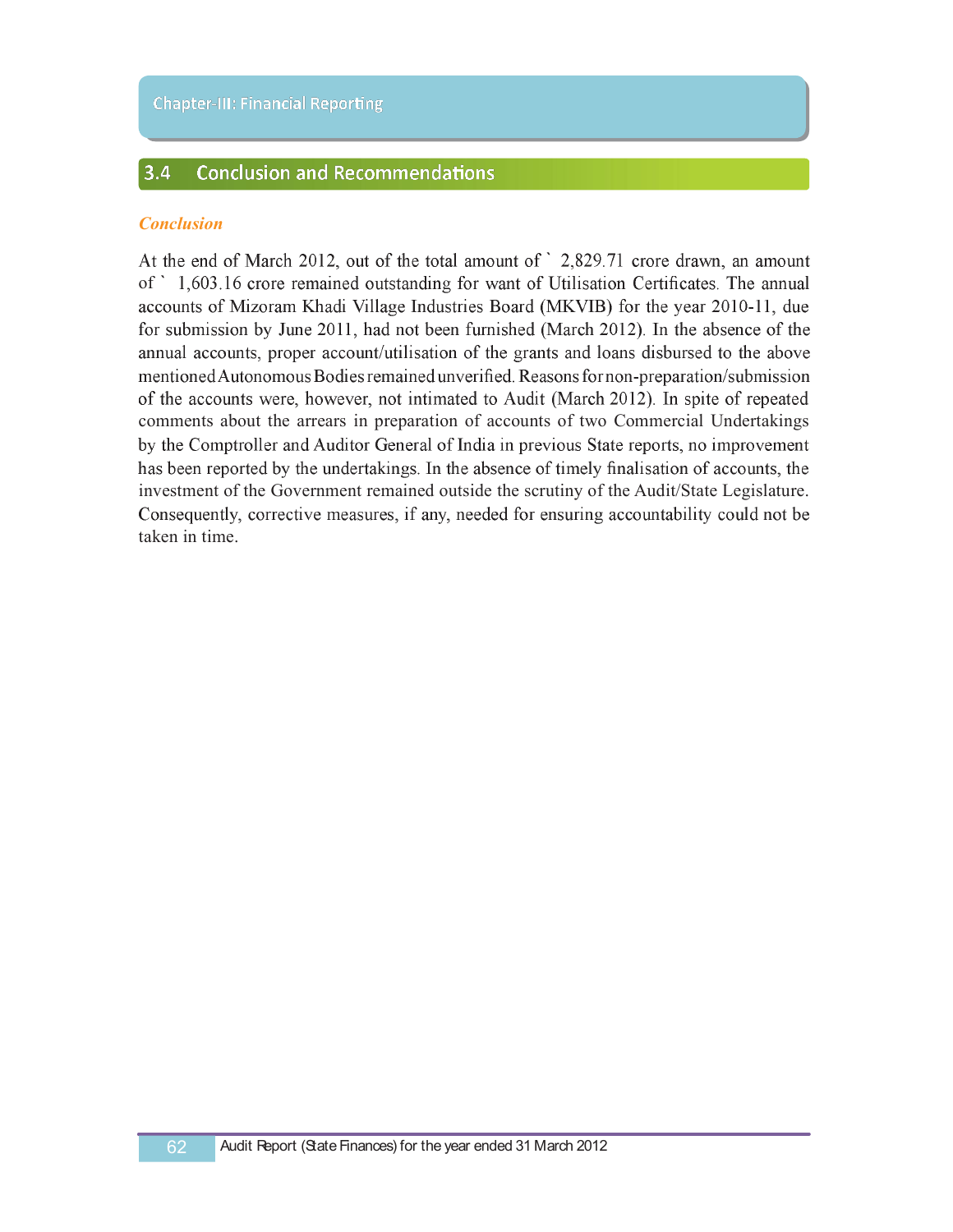## 3.4 Conclusion and Recommendations

### *Conclusion*

At the end of March 2012, out of the total amount of ` 2,829.71 crore drawn, an amount of ` 1,603.16 crore remained outstanding for want of Utilisation Certificates. The annual accounts of Mizoram Khadi Village Industries Board (MKVIB) for the year 2010-11, due for submission by June 2011, had not been furnished (March 2012). In the absence of the annual accounts, proper account/utilisation of the grants and loans disbursed to the above mentioned Autonomous Bodies remained unverified. Reasons for non-preparation/submission of the accounts were, however, not intimated to Audit (March 2012). In spite of repeated comments about the arrears in preparation of accounts of two Commercial Undertakings by the Comptroller and Auditor General of India in previous State reports, no improvement has been reported by the undertakings. In the absence of timely finalisation of accounts, the investment of the Government remained outside the scrutiny of the Audit/State Legislature. Consequently, corrective measures, if any, needed for ensuring accountability could not be taken in time.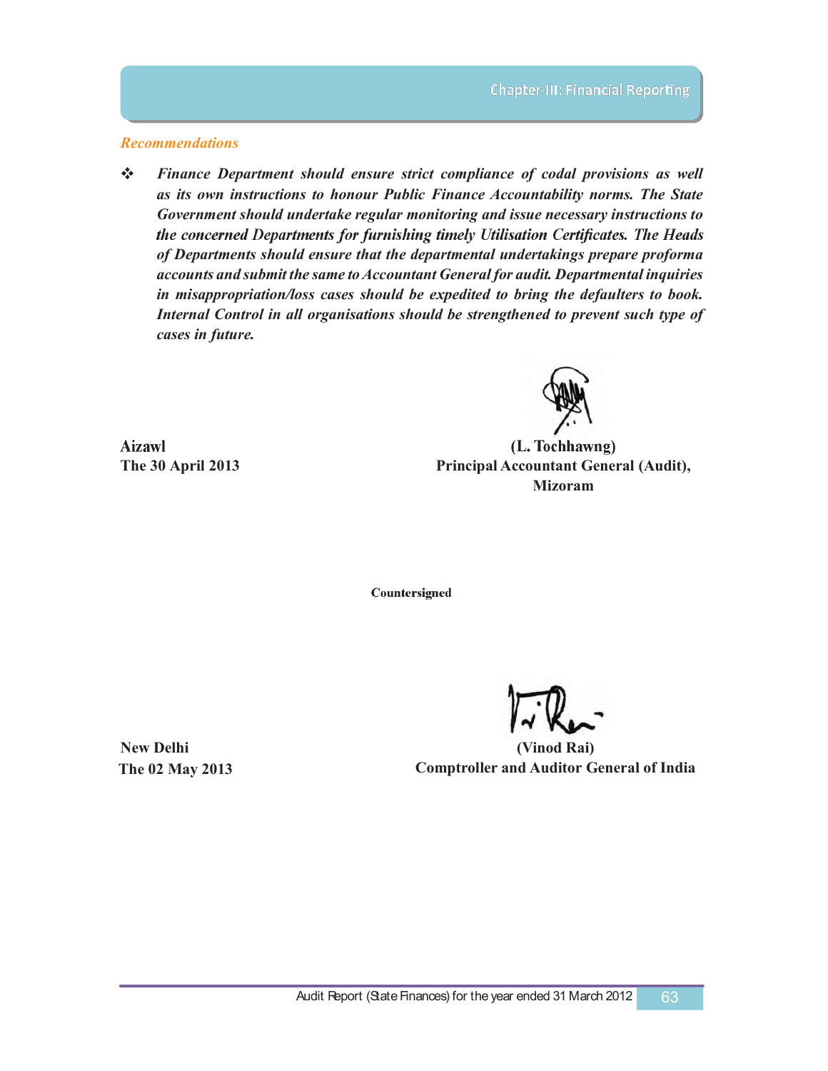***Recommendations***

- ***Finance Department should ensure strict compliance of codal provisions as well as its own instructions to honour Public Finance Accountability norms. The State Government should undertake regular monitoring and issue necessary instructions to the concerned Departments for furnishing timely Utilisation Certificates. The Heads of Departments should ensure that the departmental undertakings prepare proforma accounts and submit the same to Accountant General for audit. Departmental inquiries in misappropriation/loss cases should be expedited to bring the defaulters to book. Internal Control in all organisations should be strengthened to prevent such type of cases in future.***

**Aizawl**
**The 30 April 2013**

**(L. Tochhawng)**
**Principal Accountant General (Audit), Mizoram**

**Countersigned**

**New Delhi**
**The 02 May 2013**

**(Vinod Rai)**
**Comptroller and Auditor General of India**